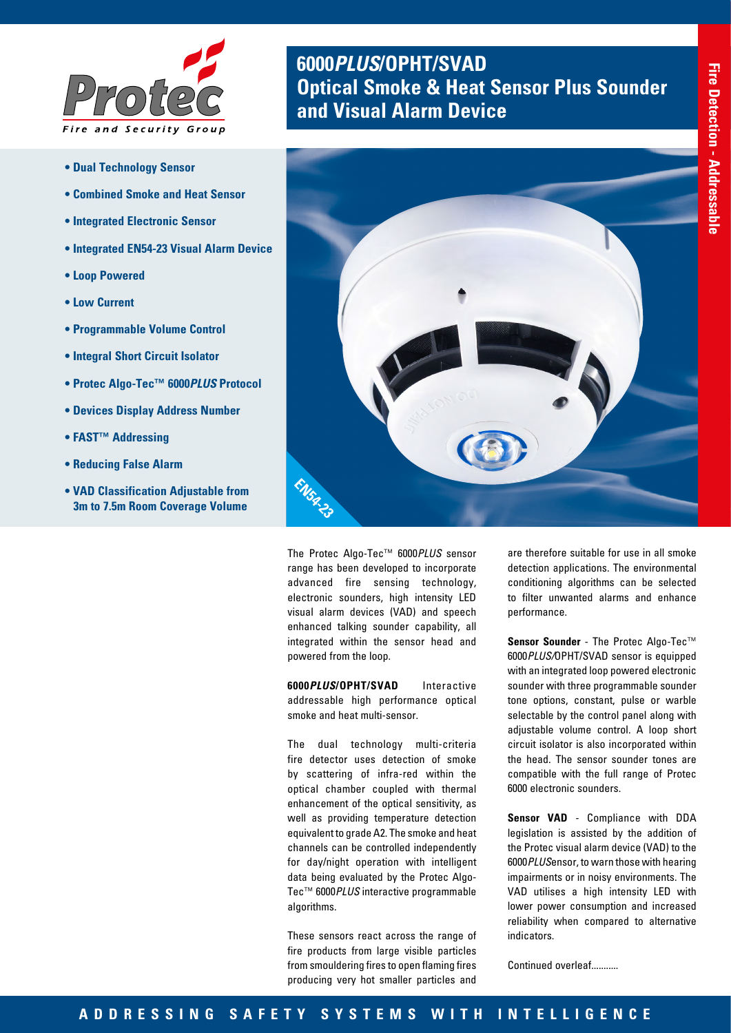# 6000*PLUS*/OPHT/SVAD
# Optical Smoke & Heat Sensor Plus Sounder and Visual Alarm Device

Fire Detection - Addressable

- **Dual Technology Sensor**
- **Combined Smoke and Heat Sensor**
- **Integrated Electronic Sensor**
- **Integrated EN54-23 Visual Alarm Device**
- **Loop Powered**
- **Low Current**
- **Programmable Volume Control**
- **Integral Short Circuit Isolator**
- **Protec Algo-Tec™ 6000*PLUS* Protocol**
- **Devices Display Address Number**
- **FAST™ Addressing**
- **Reducing False Alarm**
- **VAD Classification Adjustable from 3m to 7.5m Room Coverage Volume**

EN54-23

The Protec Algo-Tec™ 6000*PLUS* sensor range has been developed to incorporate advanced fire sensing technology, electronic sounders, high intensity LED visual alarm devices (VAD) and speech enhanced talking sounder capability, all integrated within the sensor head and powered from the loop.

**6000*PLUS*/OPHT/SVAD** Interactive addressable high performance optical smoke and heat multi-sensor.

The dual technology multi-criteria fire detector uses detection of smoke by scattering of infra-red within the optical chamber coupled with thermal enhancement of the optical sensitivity, as well as providing temperature detection equivalent to grade A2. The smoke and heat channels can be controlled independently for day/night operation with intelligent data being evaluated by the Protec Algo-Tec™ 6000*PLUS* interactive programmable algorithms.

These sensors react across the range of fire products from large visible particles from smouldering fires to open flaming fires producing very hot smaller particles and are therefore suitable for use in all smoke detection applications. The environmental conditioning algorithms can be selected to filter unwanted alarms and enhance performance.

**Sensor Sounder** - The Protec Algo-Tec™ 6000*PLUS*/OPHT/SVAD sensor is equipped with an integrated loop powered electronic sounder with three programmable sounder tone options, constant, pulse or warble selectable by the control panel along with adjustable volume control. A loop short circuit isolator is also incorporated within the head. The sensor sounder tones are compatible with the full range of Protec 6000 electronic sounders.

**Sensor VAD** - Compliance with DDA legislation is assisted by the addition of the Protec visual alarm device (VAD) to the 6000*PLUS*Sensor, to warn those with hearing impairments or in noisy environments. The VAD utilises a high intensity LED with lower power consumption and increased reliability when compared to alternative indicators.

Continued overleaf...........

ADDRESSING SAFETY SYSTEMS WITH INTELLIGENCE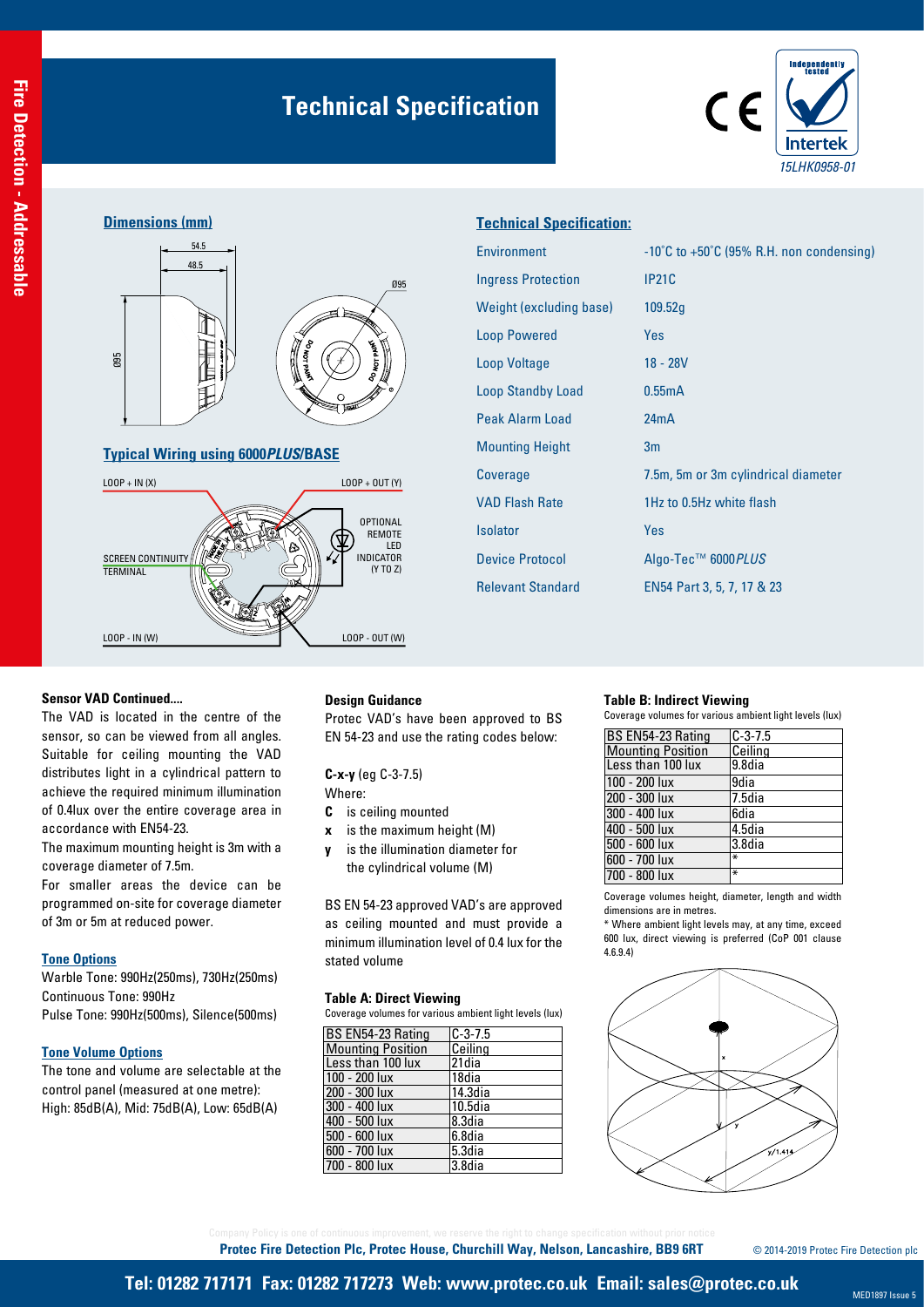# Technical Specification

15LHK0958-01

## Dimensions (mm)

54.5
48.5
Ø95
Ø95

## Typical Wiring using 6000*PLUS*/BASE

LOOP + IN (X)
LOOP + OUT (Y)
OPTIONAL REMOTE LED INDICATOR (Y TO Z)
SCREEN CONTINUITY TERMINAL
LOOP - IN (W)
LOOP - OUT (W)

## Technical Specification:

| | |
|---|---|
| Environment | -10˚C to +50˚C (95% R.H. non condensing) |
| Ingress Protection | IP21C |
| Weight (excluding base) | 109.52g |
| Loop Powered | Yes |
| Loop Voltage | 18 - 28V |
| Loop Standby Load | 0.55mA |
| Peak Alarm Load | 24mA |
| Mounting Height | 3m |
| Coverage | 7.5m, 5m or 3m cylindrical diameter |
| VAD Flash Rate | 1Hz to 0.5Hz white flash |
| Isolator | Yes |
| Device Protocol | Algo-Tec™ 6000*PLUS* |
| Relevant Standard | EN54 Part 3, 5, 7, 17 & 23 |

**Sensor VAD Continued....**

The VAD is located in the centre of the sensor, so can be viewed from all angles. Suitable for ceiling mounting the VAD distributes light in a cylindrical pattern to achieve the required minimum illumination of 0.4lux over the entire coverage area in accordance with EN54-23.

The maximum mounting height is 3m with a coverage diameter of 7.5m.

For smaller areas the device can be programmed on-site for coverage diameter of 3m or 5m at reduced power.

### Tone Options

Warble Tone: 990Hz(250ms), 730Hz(250ms)
Continuous Tone: 990Hz
Pulse Tone: 990Hz(500ms), Silence(500ms)

### Tone Volume Options

The tone and volume are selectable at the control panel (measured at one metre):
High: 85dB(A), Mid: 75dB(A), Low: 65dB(A)

**Design Guidance**

Protec VAD's have been approved to BS EN 54-23 and use the rating codes below:

**C-x-y** (eg C-3-7.5)
Where:

- **C** is ceiling mounted
- **x** is the maximum height (M)
- **y** is the illumination diameter for the cylindrical volume (M)

BS EN 54-23 approved VAD's are approved as ceiling mounted and must provide a minimum illumination level of 0.4 lux for the stated volume

**Table A: Direct Viewing**
Coverage volumes for various ambient light levels (lux)

| BS EN54-23 Rating | C-3-7.5 |
|---|---|
| Mounting Position | Ceiling |
| Less than 100 lux | 21dia |
| 100 - 200 lux | 18dia |
| 200 - 300 lux | 14.3dia |
| 300 - 400 lux | 10.5dia |
| 400 - 500 lux | 8.3dia |
| 500 - 600 lux | 6.8dia |
| 600 - 700 lux | 5.3dia |
| 700 - 800 lux | 3.8dia |

**Table B: Indirect Viewing**
Coverage volumes for various ambient light levels (lux)

| BS EN54-23 Rating | C-3-7.5 |
|---|---|
| Mounting Position | Ceiling |
| Less than 100 lux | 9.8dia |
| 100 - 200 lux | 9dia |
| 200 - 300 lux | 7.5dia |
| 300 - 400 lux | 6dia |
| 400 - 500 lux | 4.5dia |
| 500 - 600 lux | 3.8dia |
| 600 - 700 lux | * |
| 700 - 800 lux | * |

Coverage volumes height, diameter, length and width dimensions are in metres.

* Where ambient light levels may, at any time, exceed 600 lux, direct viewing is preferred (CoP 001 clause 4.6.9.4)

x
y
y/1.414

Company Policy is one of continuous improvement, we reserve the right to change specification without prior notice

**Protec Fire Detection Plc, Protec House, Churchill Way, Nelson, Lancashire, BB9 6RT**

© 2014-2019 Protec Fire Detection plc

**Tel: 01282 717171 Fax: 01282 717273 Web: www.protec.co.uk Email: sales@protec.co.uk**

MED1897 Issue 5